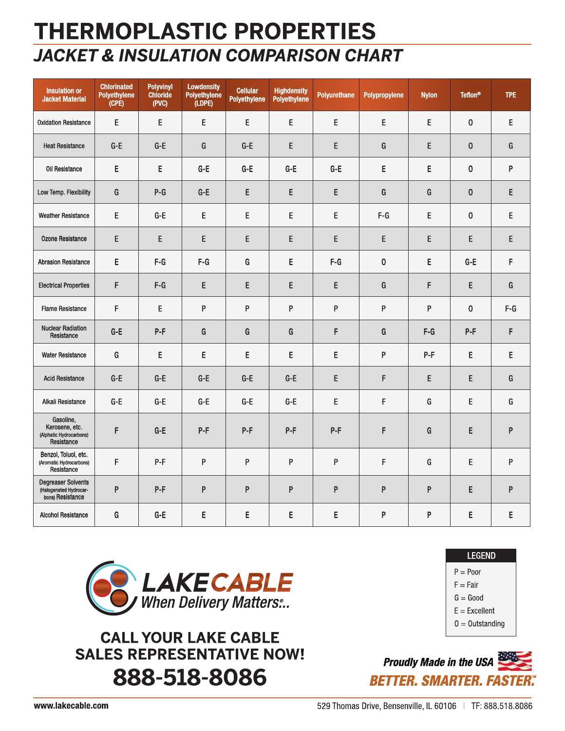# THERMOPLASTIC PROPERTIES

## *JACKET & INSULATION COMPARISON CHART*

| Insulation or Jacket Material | Chlorinated Polyethylene (CPE) | Polyvinyl Chloride (PVC) | Lowdensity Polyethylene (LDPE) | Cellular Polyethylene | Highdensity Polyethylene | Polyurethane | Polypropylene | Nylon | Teflon® | TPE |
|---|---|---|---|---|---|---|---|---|---|---|
| Oxidation Resistance | E | E | E | E | E | E | E | E | O | E |
| Heat Resistance | G-E | G-E | G | G-E | E | E | G | E | O | G |
| Oil Resistance | E | E | G-E | G-E | G-E | G-E | E | E | O | P |
| Low Temp. Flexibility | G | P-G | G-E | E | E | E | G | G | O | E |
| Weather Resistance | E | G-E | E | E | E | E | F-G | E | O | E |
| Ozone Resistance | E | E | E | E | E | E | E | E | E | E |
| Abrasion Resistance | E | F-G | F-G | G | E | F-G | O | E | G-E | F |
| Electrical Properties | F | F-G | E | E | E | E | G | F | E | G |
| Flame Resistance | F | E | P | P | P | P | P | P | O | F-G |
| Nuclear Radiation Resistance | G-E | P-F | G | G | G | F | G | F-G | P-F | F |
| Water Resistance | G | E | E | E | E | E | P | P-F | E | E |
| Acid Resistance | G-E | G-E | G-E | G-E | G-E | E | F | E | E | G |
| Alkali Resistance | G-E | G-E | G-E | G-E | G-E | E | F | G | E | G |
| Gasoline, Kerosene, etc. (Alphatic Hydrocarbons) Resistance | F | G-E | P-F | P-F | P-F | P-F | F | G | E | P |
| Benzol, Toluol, etc. (Aromatic Hydrocarbons) Resistance | F | P-F | P | P | P | P | F | G | E | P |
| Degreaser Solvents (Halogenated Hydrocarbons) Resistance | P | P-F | P | P | P | P | P | P | E | P |
| Alcohol Resistance | G | G-E | E | E | E | E | P | P | E | E |

**LEGEND**

- P = Poor
- F = Fair
- G = Good
- E = Excellent
- O = Outstanding

**LAKECABLE**
*When Delivery Matters®...*

**CALL YOUR LAKE CABLE SALES REPRESENTATIVE NOW!**

**888-518-8086**

***Proudly Made in the USA***

***BETTER. SMARTER. FASTER.™***

www.lakecable.com

529 Thomas Drive, Bensenville, IL 60106 | TF: 888.518.8086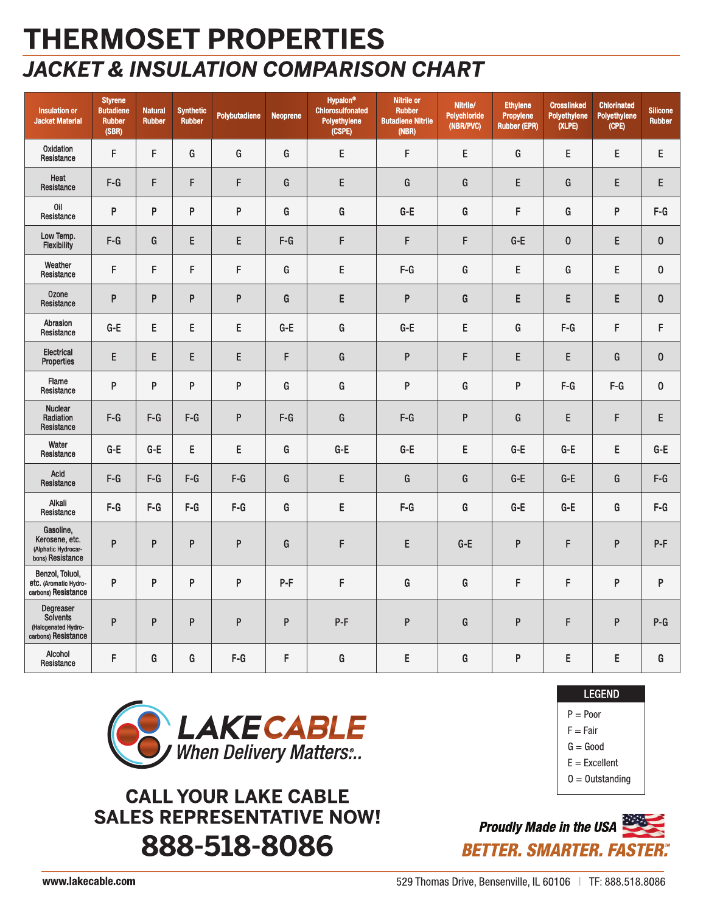# THERMOSET PROPERTIES

## *JACKET & INSULATION COMPARISON CHART*

| Insulation or Jacket Material | Styrene Butadiene Rubber (SBR) | Natural Rubber | Synthetic Rubber | Polybutadiene | Neoprene | Hypalon® Chlorosulfonated Polyethylene (CSPE) | Nitrile or Rubber Butadiene Nitrile (NBR) | Nitrile/ Polychloride (NBR/PVC) | Ethylene Propylene Rubber (EPR) | Crosslinked Polyethylene (XLPE) | Chlorinated Polyethylene (CPE) | Silicone Rubber |
|---|---|---|---|---|---|---|---|---|---|---|---|---|
| Oxidation Resistance | F | F | G | G | G | E | F | E | G | E | E | E |
| Heat Resistance | F-G | F | F | F | G | E | G | G | E | G | E | E |
| Oil Resistance | P | P | P | P | G | G | G-E | G | F | G | P | F-G |
| Low Temp. Flexibility | F-G | G | E | E | F-G | F | F | F | G-E | O | E | O |
| Weather Resistance | F | F | F | F | G | E | F-G | G | E | G | E | O |
| Ozone Resistance | P | P | P | P | G | E | P | G | E | E | E | O |
| Abrasion Resistance | G-E | E | E | E | G-E | G | G-E | E | G | F-G | F | F |
| Electrical Properties | E | E | E | E | F | G | P | F | E | E | G | O |
| Flame Resistance | P | P | P | P | G | G | P | G | P | F-G | F-G | O |
| Nuclear Radiation Resistance | F-G | F-G | F-G | P | F-G | G | F-G | P | G | E | F | E |
| Water Resistance | G-E | G-E | E | E | G | G-E | G-E | E | G-E | G-E | E | G-E |
| Acid Resistance | F-G | F-G | F-G | F-G | G | E | G | G | G-E | G-E | G | F-G |
| Alkali Resistance | F-G | F-G | F-G | F-G | G | E | F-G | G | G-E | G-E | G | F-G |
| Gasoline, Kerosene, etc. (Alphatic Hydrocarbons) Resistance | P | P | P | P | G | F | E | G-E | P | F | P | P-F |
| Benzol, Toluol, etc. (Aromatic Hydrocarbons) Resistance | P | P | P | P | P-F | F | G | G | F | F | P | P |
| Degreaser Solvents (Halogenated Hydrocarbons) Resistance | P | P | P | P | P | P-F | P | G | P | F | P | P-G |
| Alcohol Resistance | F | G | G | F-G | F | G | E | G | P | E | E | G |

**LEGEND**

- P = Poor
- F = Fair
- G = Good
- E = Excellent
- O = Outstanding

**LAKE CABLE** *When Delivery Matters®...*

**CALL YOUR LAKE CABLE SALES REPRESENTATIVE NOW!**

**888-518-8086**

***Proudly Made in the USA***

***BETTER. SMARTER. FASTER.™***

www.lakecable.com

529 Thomas Drive, Bensenville, IL 60106 | TF: 888.518.8086